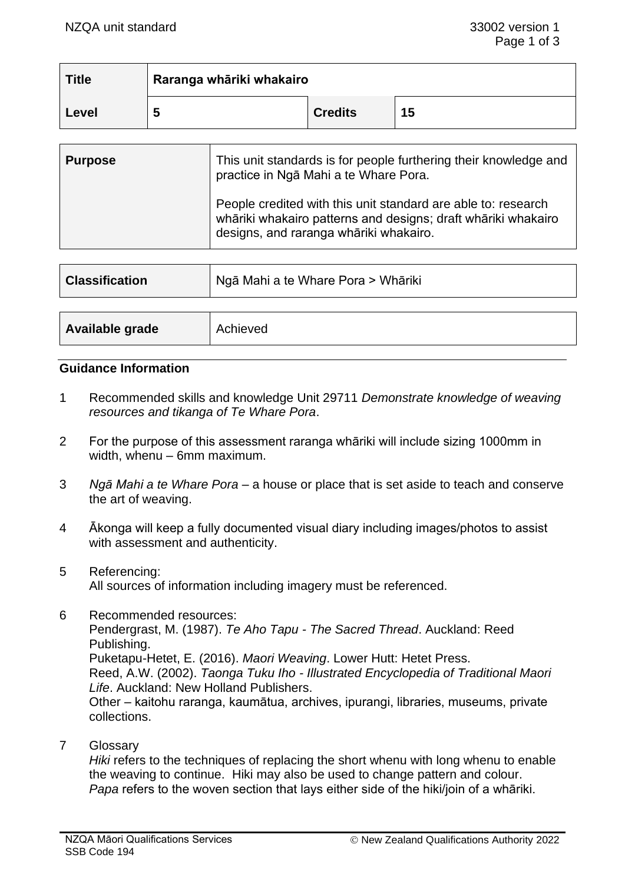| Title | Raranga whāriki whakairo | | |
|---|---|---|---|
| Level | 5 | Credits | 15 |

| Purpose | This unit standards is for people furthering their knowledge and practice in Ngā Mahi a te Whare Pora.<br><br>People credited with this unit standard are able to: research whāriki whakairo patterns and designs; draft whāriki whakairo designs, and raranga whāriki whakairo. |
|---|---|

| Classification | Ngā Mahi a te Whare Pora > Whāriki |
|---|---|

| Available grade | Achieved |
|---|---|

## Guidance Information

1. Recommended skills and knowledge Unit 29711 *Demonstrate knowledge of weaving resources and tikanga of Te Whare Pora*.

2. For the purpose of this assessment raranga whāriki will include sizing 1000mm in width, whenu – 6mm maximum.

3. *Ngā Mahi a te Whare Pora* – a house or place that is set aside to teach and conserve the art of weaving.

4. Ākonga will keep a fully documented visual diary including images/photos to assist with assessment and authenticity.

5. Referencing:
   All sources of information including imagery must be referenced.

6. Recommended resources:
   Pendergrast, M. (1987). *Te Aho Tapu - The Sacred Thread*. Auckland: Reed Publishing.
   Puketapu-Hetet, E. (2016). *Maori Weaving*. Lower Hutt: Hetet Press.
   Reed, A.W. (2002). *Taonga Tuku Iho - Illustrated Encyclopedia of Traditional Maori Life*. Auckland: New Holland Publishers.
   Other – kaitohu raranga, kaumātua, archives, ipurangi, libraries, museums, private collections.

7. Glossary
   *Hiki* refers to the techniques of replacing the short whenu with long whenu to enable the weaving to continue. Hiki may also be used to change pattern and colour.
   *Papa* refers to the woven section that lays either side of the hiki/join of a whāriki.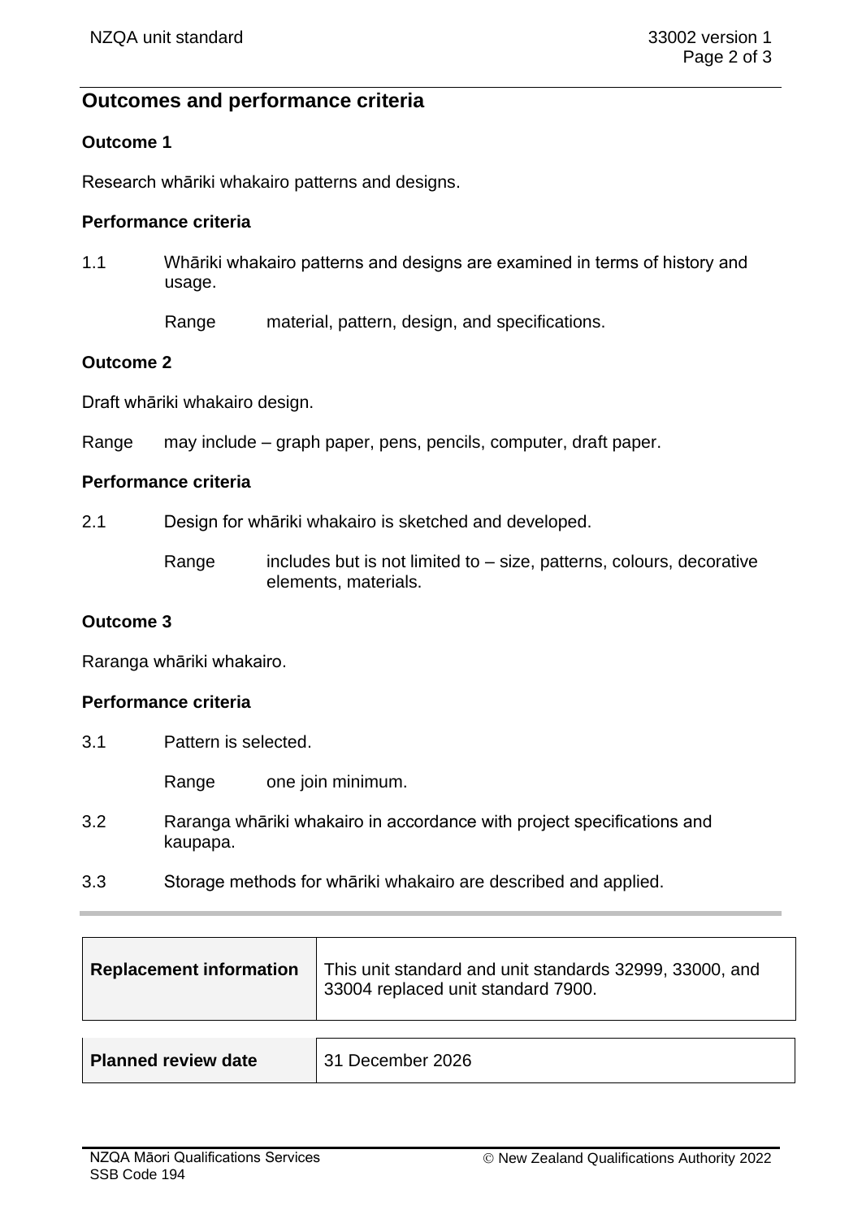## Outcomes and performance criteria

### Outcome 1

Research whāriki whakairo patterns and designs.

#### Performance criteria

1.1 Whāriki whakairo patterns and designs are examined in terms of history and usage.

Range material, pattern, design, and specifications.

### Outcome 2

Draft whāriki whakairo design.

Range may include – graph paper, pens, pencils, computer, draft paper.

#### Performance criteria

2.1 Design for whāriki whakairo is sketched and developed.

Range includes but is not limited to – size, patterns, colours, decorative elements, materials.

### Outcome 3

Raranga whāriki whakairo.

#### Performance criteria

3.1 Pattern is selected.

Range one join minimum.

3.2 Raranga whāriki whakairo in accordance with project specifications and kaupapa.

3.3 Storage methods for whāriki whakairo are described and applied.

| **Replacement information** | This unit standard and unit standards 32999, 33000, and 33004 replaced unit standard 7900. |
|---|---|

| **Planned review date** | 31 December 2026 |
|---|---|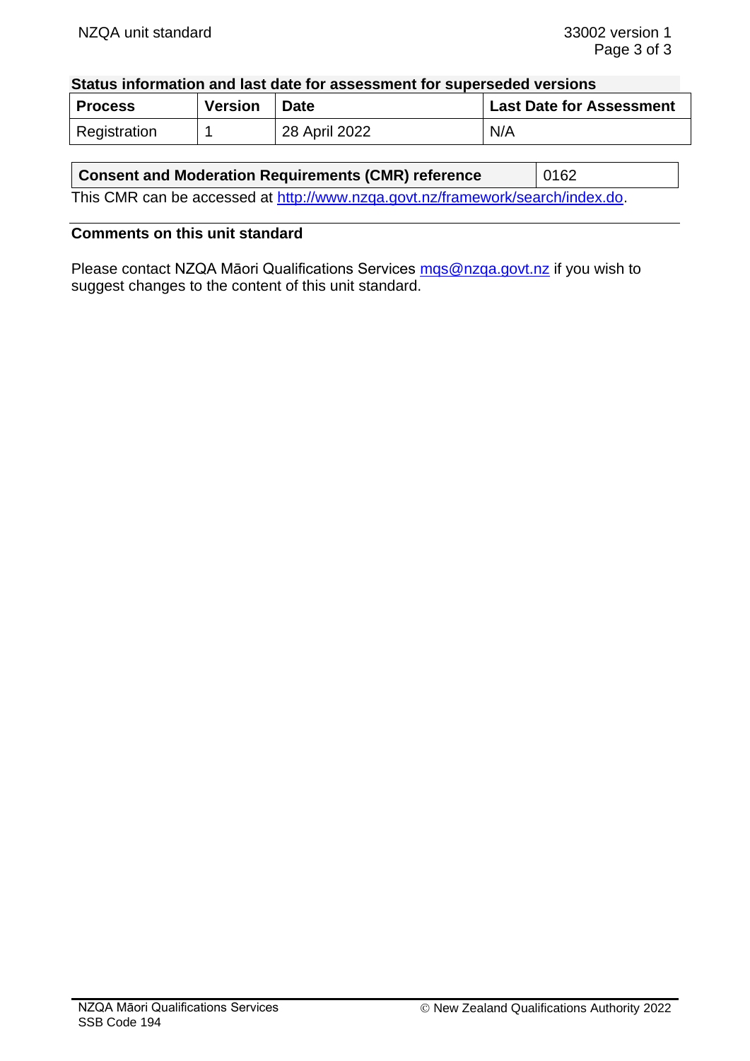**Status information and last date for assessment for superseded versions**

| Process | Version | Date | Last Date for Assessment |
|---|---|---|---|
| Registration | 1 | 28 April 2022 | N/A |

| Consent and Moderation Requirements (CMR) reference | 0162 |
|---|---|

This CMR can be accessed at http://www.nzqa.govt.nz/framework/search/index.do.

**Comments on this unit standard**

Please contact NZQA Māori Qualifications Services mqs@nzqa.govt.nz if you wish to suggest changes to the content of this unit standard.